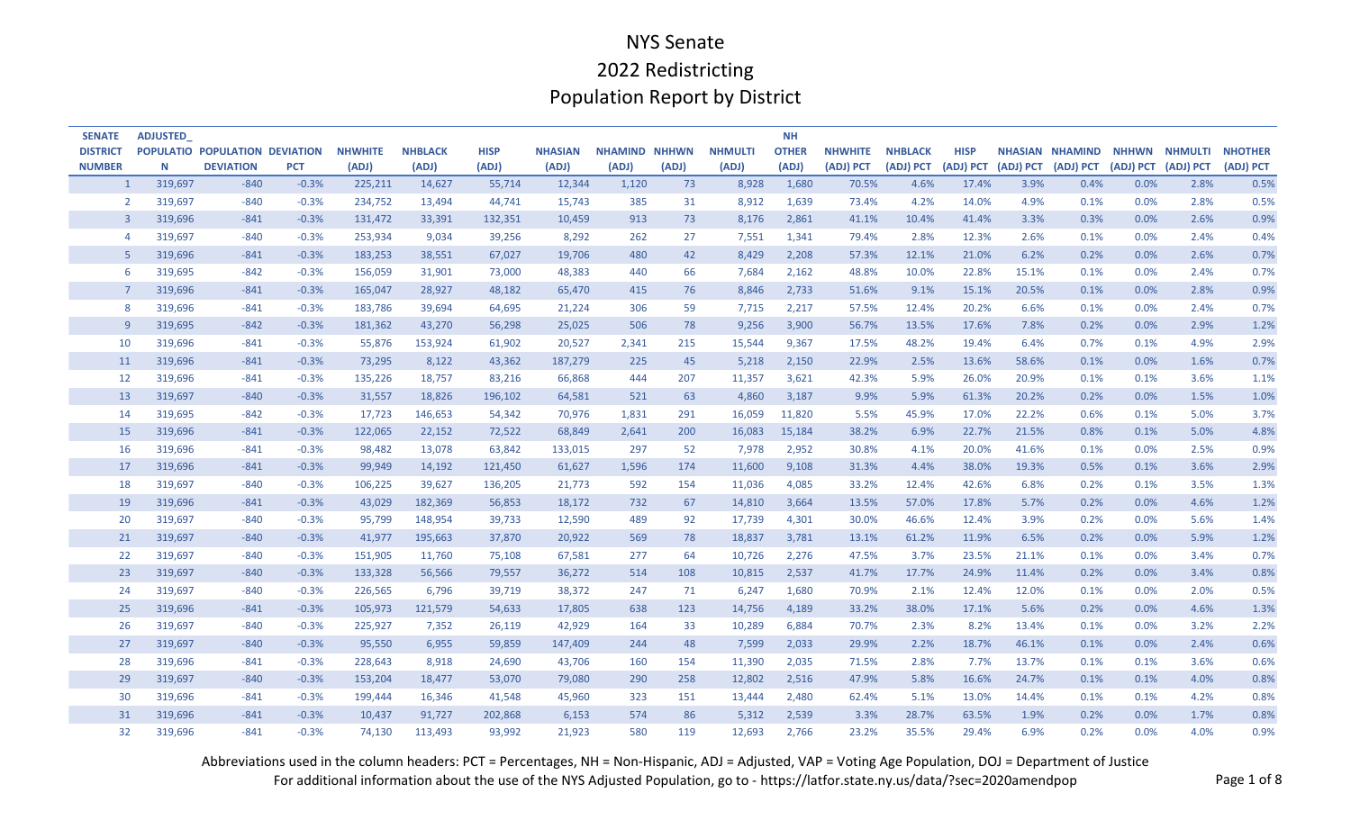# NYS Senate
# 2022 Redistricting
# Population Report by District

| SENATE DISTRICT NUMBER | ADJUSTED_ POPULATION | POPULATION DEVIATION | DEVIATION PCT | NHWHITE (ADJ) | NHBLACK (ADJ) | HISP (ADJ) | NHASIAN (ADJ) | NHAMIND (ADJ) | NHHWN (ADJ) | NHMULTI (ADJ) | NH OTHER (ADJ) | NHWHITE (ADJ) PCT | NHBLACK (ADJ) PCT | HISP (ADJ) PCT | NHASIAN (ADJ) PCT | NHAMIND (ADJ) PCT | NHHWN (ADJ) PCT | NHMULTI (ADJ) PCT | NHOTHER (ADJ) PCT |
|---|---|---|---|---|---|---|---|---|---|---|---|---|---|---|---|---|---|---|---|
| 1 | 319,697 | -840 | -0.3% | 225,211 | 14,627 | 55,714 | 12,344 | 1,120 | 73 | 8,928 | 1,680 | 70.5% | 4.6% | 17.4% | 3.9% | 0.4% | 0.0% | 2.8% | 0.5% |
| 2 | 319,697 | -840 | -0.3% | 234,752 | 13,494 | 44,741 | 15,743 | 385 | 31 | 8,912 | 1,639 | 73.4% | 4.2% | 14.0% | 4.9% | 0.1% | 0.0% | 2.8% | 0.5% |
| 3 | 319,696 | -841 | -0.3% | 131,472 | 33,391 | 132,351 | 10,459 | 913 | 73 | 8,176 | 2,861 | 41.1% | 10.4% | 41.4% | 3.3% | 0.3% | 0.0% | 2.6% | 0.9% |
| 4 | 319,697 | -840 | -0.3% | 253,934 | 9,034 | 39,256 | 8,292 | 262 | 27 | 7,551 | 1,341 | 79.4% | 2.8% | 12.3% | 2.6% | 0.1% | 0.0% | 2.4% | 0.4% |
| 5 | 319,696 | -841 | -0.3% | 183,253 | 38,551 | 67,027 | 19,706 | 480 | 42 | 8,429 | 2,208 | 57.3% | 12.1% | 21.0% | 6.2% | 0.2% | 0.0% | 2.6% | 0.7% |
| 6 | 319,695 | -842 | -0.3% | 156,059 | 31,901 | 73,000 | 48,383 | 440 | 66 | 7,684 | 2,162 | 48.8% | 10.0% | 22.8% | 15.1% | 0.1% | 0.0% | 2.4% | 0.7% |
| 7 | 319,696 | -841 | -0.3% | 165,047 | 28,927 | 48,182 | 65,470 | 415 | 76 | 8,846 | 2,733 | 51.6% | 9.1% | 15.1% | 20.5% | 0.1% | 0.0% | 2.8% | 0.9% |
| 8 | 319,696 | -841 | -0.3% | 183,786 | 39,694 | 64,695 | 21,224 | 306 | 59 | 7,715 | 2,217 | 57.5% | 12.4% | 20.2% | 6.6% | 0.1% | 0.0% | 2.4% | 0.7% |
| 9 | 319,695 | -842 | -0.3% | 181,362 | 43,270 | 56,298 | 25,025 | 506 | 78 | 9,256 | 3,900 | 56.7% | 13.5% | 17.6% | 7.8% | 0.2% | 0.0% | 2.9% | 1.2% |
| 10 | 319,696 | -841 | -0.3% | 55,876 | 153,924 | 61,902 | 20,527 | 2,341 | 215 | 15,544 | 9,367 | 17.5% | 48.2% | 19.4% | 6.4% | 0.7% | 0.1% | 4.9% | 2.9% |
| 11 | 319,696 | -841 | -0.3% | 73,295 | 8,122 | 43,362 | 187,279 | 225 | 45 | 5,218 | 2,150 | 22.9% | 2.5% | 13.6% | 58.6% | 0.1% | 0.0% | 1.6% | 0.7% |
| 12 | 319,696 | -841 | -0.3% | 135,226 | 18,757 | 83,216 | 66,868 | 444 | 207 | 11,357 | 3,621 | 42.3% | 5.9% | 26.0% | 20.9% | 0.1% | 0.1% | 3.6% | 1.1% |
| 13 | 319,697 | -840 | -0.3% | 31,557 | 18,826 | 196,102 | 64,581 | 521 | 63 | 4,860 | 3,187 | 9.9% | 5.9% | 61.3% | 20.2% | 0.2% | 0.0% | 1.5% | 1.0% |
| 14 | 319,695 | -842 | -0.3% | 17,723 | 146,653 | 54,342 | 70,976 | 1,831 | 291 | 16,059 | 11,820 | 5.5% | 45.9% | 17.0% | 22.2% | 0.6% | 0.1% | 5.0% | 3.7% |
| 15 | 319,696 | -841 | -0.3% | 122,065 | 22,152 | 72,522 | 68,849 | 2,641 | 200 | 16,083 | 15,184 | 38.2% | 6.9% | 22.7% | 21.5% | 0.8% | 0.1% | 5.0% | 4.8% |
| 16 | 319,696 | -841 | -0.3% | 98,482 | 13,078 | 63,842 | 133,015 | 297 | 52 | 7,978 | 2,952 | 30.8% | 4.1% | 20.0% | 41.6% | 0.1% | 0.0% | 2.5% | 0.9% |
| 17 | 319,696 | -841 | -0.3% | 99,949 | 14,192 | 121,450 | 61,627 | 1,596 | 174 | 11,600 | 9,108 | 31.3% | 4.4% | 38.0% | 19.3% | 0.5% | 0.1% | 3.6% | 2.9% |
| 18 | 319,697 | -840 | -0.3% | 106,225 | 39,627 | 136,205 | 21,773 | 592 | 154 | 11,036 | 4,085 | 33.2% | 12.4% | 42.6% | 6.8% | 0.2% | 0.1% | 3.5% | 1.3% |
| 19 | 319,696 | -841 | -0.3% | 43,029 | 182,369 | 56,853 | 18,172 | 732 | 67 | 14,810 | 3,664 | 13.5% | 57.0% | 17.8% | 5.7% | 0.2% | 0.0% | 4.6% | 1.2% |
| 20 | 319,697 | -840 | -0.3% | 95,799 | 148,954 | 39,733 | 12,590 | 489 | 92 | 17,739 | 4,301 | 30.0% | 46.6% | 12.4% | 3.9% | 0.2% | 0.0% | 5.6% | 1.4% |
| 21 | 319,697 | -840 | -0.3% | 41,977 | 195,663 | 37,870 | 20,922 | 569 | 78 | 18,837 | 3,781 | 13.1% | 61.2% | 11.9% | 6.5% | 0.2% | 0.0% | 5.9% | 1.2% |
| 22 | 319,697 | -840 | -0.3% | 151,905 | 11,760 | 75,108 | 67,581 | 277 | 64 | 10,726 | 2,276 | 47.5% | 3.7% | 23.5% | 21.1% | 0.1% | 0.0% | 3.4% | 0.7% |
| 23 | 319,697 | -840 | -0.3% | 133,328 | 56,566 | 79,557 | 36,272 | 514 | 108 | 10,815 | 2,537 | 41.7% | 17.7% | 24.9% | 11.4% | 0.2% | 0.0% | 3.4% | 0.8% |
| 24 | 319,697 | -840 | -0.3% | 226,565 | 6,796 | 39,719 | 38,372 | 247 | 71 | 6,247 | 1,680 | 70.9% | 2.1% | 12.4% | 12.0% | 0.1% | 0.0% | 2.0% | 0.5% |
| 25 | 319,696 | -841 | -0.3% | 105,973 | 121,579 | 54,633 | 17,805 | 638 | 123 | 14,756 | 4,189 | 33.2% | 38.0% | 17.1% | 5.6% | 0.2% | 0.0% | 4.6% | 1.3% |
| 26 | 319,697 | -840 | -0.3% | 225,927 | 7,352 | 26,119 | 42,929 | 164 | 33 | 10,289 | 6,884 | 70.7% | 2.3% | 8.2% | 13.4% | 0.1% | 0.0% | 3.2% | 2.2% |
| 27 | 319,697 | -840 | -0.3% | 95,550 | 6,955 | 59,859 | 147,409 | 244 | 48 | 7,599 | 2,033 | 29.9% | 2.2% | 18.7% | 46.1% | 0.1% | 0.0% | 2.4% | 0.6% |
| 28 | 319,696 | -841 | -0.3% | 228,643 | 8,918 | 24,690 | 43,706 | 160 | 154 | 11,390 | 2,035 | 71.5% | 2.8% | 7.7% | 13.7% | 0.1% | 0.1% | 3.6% | 0.6% |
| 29 | 319,697 | -840 | -0.3% | 153,204 | 18,477 | 53,070 | 79,080 | 290 | 258 | 12,802 | 2,516 | 47.9% | 5.8% | 16.6% | 24.7% | 0.1% | 0.1% | 4.0% | 0.8% |
| 30 | 319,696 | -841 | -0.3% | 199,444 | 16,346 | 41,548 | 45,960 | 323 | 151 | 13,444 | 2,480 | 62.4% | 5.1% | 13.0% | 14.4% | 0.1% | 0.1% | 4.2% | 0.8% |
| 31 | 319,696 | -841 | -0.3% | 10,437 | 91,727 | 202,868 | 6,153 | 574 | 86 | 5,312 | 2,539 | 3.3% | 28.7% | 63.5% | 1.9% | 0.2% | 0.0% | 1.7% | 0.8% |
| 32 | 319,696 | -841 | -0.3% | 74,130 | 113,493 | 93,992 | 21,923 | 580 | 119 | 12,693 | 2,766 | 23.2% | 35.5% | 29.4% | 6.9% | 0.2% | 0.0% | 4.0% | 0.9% |

Abbreviations used in the column headers: PCT = Percentages, NH = Non-Hispanic, ADJ = Adjusted, VAP = Voting Age Population, DOJ = Department of Justice

For additional information about the use of the NYS Adjusted Population, go to - https://latfor.state.ny.us/data/?sec=2020amendpop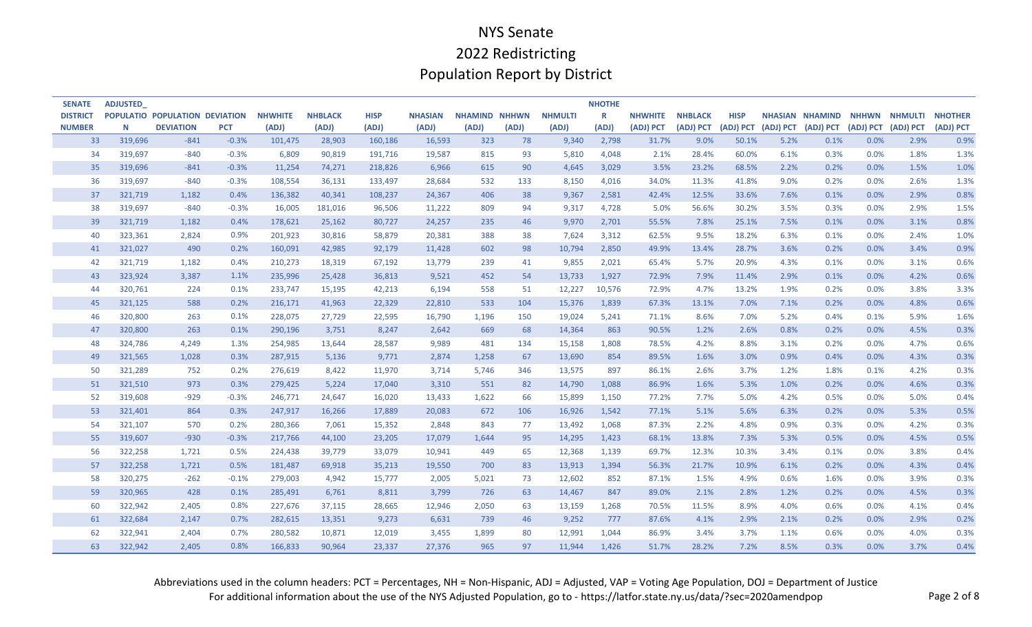# NYS Senate
## 2022 Redistricting
## Population Report by District

| SENATE DISTRICT NUMBER | ADJUSTED_ POPULATION | POPULATION DEVIATION | DEVIATION PCT | NHWHITE (ADJ) | NHBLACK (ADJ) | HISP (ADJ) | NHASIAN (ADJ) | NHAMIND (ADJ) | NHHWN (ADJ) | NHMULTI (ADJ) | NHOTHER (ADJ) | NHWHITE (ADJ) PCT | NHBLACK (ADJ) PCT | HISP (ADJ) PCT | NHASIAN (ADJ) PCT | NHAMIND (ADJ) PCT | NHHWN (ADJ) PCT | NHMULTI (ADJ) PCT | NHOTHER (ADJ) PCT |
|---|---|---|---|---|---|---|---|---|---|---|---|---|---|---|---|---|---|---|---|
| 33 | 319,696 | -841 | -0.3% | 101,475 | 28,903 | 160,186 | 16,593 | 323 | 78 | 9,340 | 2,798 | 31.7% | 9.0% | 50.1% | 5.2% | 0.1% | 0.0% | 2.9% | 0.9% |
| 34 | 319,697 | -840 | -0.3% | 6,809 | 90,819 | 191,716 | 19,587 | 815 | 93 | 5,810 | 4,048 | 2.1% | 28.4% | 60.0% | 6.1% | 0.3% | 0.0% | 1.8% | 1.3% |
| 35 | 319,696 | -841 | -0.3% | 11,254 | 74,271 | 218,826 | 6,966 | 615 | 90 | 4,645 | 3,029 | 3.5% | 23.2% | 68.5% | 2.2% | 0.2% | 0.0% | 1.5% | 1.0% |
| 36 | 319,697 | -840 | -0.3% | 108,554 | 36,131 | 133,497 | 28,684 | 532 | 133 | 8,150 | 4,016 | 34.0% | 11.3% | 41.8% | 9.0% | 0.2% | 0.0% | 2.6% | 1.3% |
| 37 | 321,719 | 1,182 | 0.4% | 136,382 | 40,341 | 108,237 | 24,367 | 406 | 38 | 9,367 | 2,581 | 42.4% | 12.5% | 33.6% | 7.6% | 0.1% | 0.0% | 2.9% | 0.8% |
| 38 | 319,697 | -840 | -0.3% | 16,005 | 181,016 | 96,506 | 11,222 | 809 | 94 | 9,317 | 4,728 | 5.0% | 56.6% | 30.2% | 3.5% | 0.3% | 0.0% | 2.9% | 1.5% |
| 39 | 321,719 | 1,182 | 0.4% | 178,621 | 25,162 | 80,727 | 24,257 | 235 | 46 | 9,970 | 2,701 | 55.5% | 7.8% | 25.1% | 7.5% | 0.1% | 0.0% | 3.1% | 0.8% |
| 40 | 323,361 | 2,824 | 0.9% | 201,923 | 30,816 | 58,879 | 20,381 | 388 | 38 | 7,624 | 3,312 | 62.5% | 9.5% | 18.2% | 6.3% | 0.1% | 0.0% | 2.4% | 1.0% |
| 41 | 321,027 | 490 | 0.2% | 160,091 | 42,985 | 92,179 | 11,428 | 602 | 98 | 10,794 | 2,850 | 49.9% | 13.4% | 28.7% | 3.6% | 0.2% | 0.0% | 3.4% | 0.9% |
| 42 | 321,719 | 1,182 | 0.4% | 210,273 | 18,319 | 67,192 | 13,779 | 239 | 41 | 9,855 | 2,021 | 65.4% | 5.7% | 20.9% | 4.3% | 0.1% | 0.0% | 3.1% | 0.6% |
| 43 | 323,924 | 3,387 | 1.1% | 235,996 | 25,428 | 36,813 | 9,521 | 452 | 54 | 13,733 | 1,927 | 72.9% | 7.9% | 11.4% | 2.9% | 0.1% | 0.0% | 4.2% | 0.6% |
| 44 | 320,761 | 224 | 0.1% | 233,747 | 15,195 | 42,213 | 6,194 | 558 | 51 | 12,227 | 10,576 | 72.9% | 4.7% | 13.2% | 1.9% | 0.2% | 0.0% | 3.8% | 3.3% |
| 45 | 321,125 | 588 | 0.2% | 216,171 | 41,963 | 22,329 | 22,810 | 533 | 104 | 15,376 | 1,839 | 67.3% | 13.1% | 7.0% | 7.1% | 0.2% | 0.0% | 4.8% | 0.6% |
| 46 | 320,800 | 263 | 0.1% | 228,075 | 27,729 | 22,595 | 16,790 | 1,196 | 150 | 19,024 | 5,241 | 71.1% | 8.6% | 7.0% | 5.2% | 0.4% | 0.1% | 5.9% | 1.6% |
| 47 | 320,800 | 263 | 0.1% | 290,196 | 3,751 | 8,247 | 2,642 | 669 | 68 | 14,364 | 863 | 90.5% | 1.2% | 2.6% | 0.8% | 0.2% | 0.0% | 4.5% | 0.3% |
| 48 | 324,786 | 4,249 | 1.3% | 254,985 | 13,644 | 28,587 | 9,989 | 481 | 134 | 15,158 | 1,808 | 78.5% | 4.2% | 8.8% | 3.1% | 0.2% | 0.0% | 4.7% | 0.6% |
| 49 | 321,565 | 1,028 | 0.3% | 287,915 | 5,136 | 9,771 | 2,874 | 1,258 | 67 | 13,690 | 854 | 89.5% | 1.6% | 3.0% | 0.9% | 0.4% | 0.0% | 4.3% | 0.3% |
| 50 | 321,289 | 752 | 0.2% | 276,619 | 8,422 | 11,970 | 3,714 | 5,746 | 346 | 13,575 | 897 | 86.1% | 2.6% | 3.7% | 1.2% | 1.8% | 0.1% | 4.2% | 0.3% |
| 51 | 321,510 | 973 | 0.3% | 279,425 | 5,224 | 17,040 | 3,310 | 551 | 82 | 14,790 | 1,088 | 86.9% | 1.6% | 5.3% | 1.0% | 0.2% | 0.0% | 4.6% | 0.3% |
| 52 | 319,608 | -929 | -0.3% | 246,771 | 24,647 | 16,020 | 13,433 | 1,622 | 66 | 15,899 | 1,150 | 77.2% | 7.7% | 5.0% | 4.2% | 0.5% | 0.0% | 5.0% | 0.4% |
| 53 | 321,401 | 864 | 0.3% | 247,917 | 16,266 | 17,889 | 20,083 | 672 | 106 | 16,926 | 1,542 | 77.1% | 5.1% | 5.6% | 6.3% | 0.2% | 0.0% | 5.3% | 0.5% |
| 54 | 321,107 | 570 | 0.2% | 280,366 | 7,061 | 15,352 | 2,848 | 843 | 77 | 13,492 | 1,068 | 87.3% | 2.2% | 4.8% | 0.9% | 0.3% | 0.0% | 4.2% | 0.3% |
| 55 | 319,607 | -930 | -0.3% | 217,766 | 44,100 | 23,205 | 17,079 | 1,644 | 95 | 14,295 | 1,423 | 68.1% | 13.8% | 7.3% | 5.3% | 0.5% | 0.0% | 4.5% | 0.5% |
| 56 | 322,258 | 1,721 | 0.5% | 224,438 | 39,779 | 33,079 | 10,941 | 449 | 65 | 12,368 | 1,139 | 69.7% | 12.3% | 10.3% | 3.4% | 0.1% | 0.0% | 3.8% | 0.4% |
| 57 | 322,258 | 1,721 | 0.5% | 181,487 | 69,918 | 35,213 | 19,550 | 700 | 83 | 13,913 | 1,394 | 56.3% | 21.7% | 10.9% | 6.1% | 0.2% | 0.0% | 4.3% | 0.4% |
| 58 | 320,275 | -262 | -0.1% | 279,003 | 4,942 | 15,777 | 2,005 | 5,021 | 73 | 12,602 | 852 | 87.1% | 1.5% | 4.9% | 0.6% | 1.6% | 0.0% | 3.9% | 0.3% |
| 59 | 320,965 | 428 | 0.1% | 285,491 | 6,761 | 8,811 | 3,799 | 726 | 63 | 14,467 | 847 | 89.0% | 2.1% | 2.8% | 1.2% | 0.2% | 0.0% | 4.5% | 0.3% |
| 60 | 322,942 | 2,405 | 0.8% | 227,676 | 37,115 | 28,665 | 12,946 | 2,050 | 63 | 13,159 | 1,268 | 70.5% | 11.5% | 8.9% | 4.0% | 0.6% | 0.0% | 4.1% | 0.4% |
| 61 | 322,684 | 2,147 | 0.7% | 282,615 | 13,351 | 9,273 | 6,631 | 739 | 46 | 9,252 | 777 | 87.6% | 4.1% | 2.9% | 2.1% | 0.2% | 0.0% | 2.9% | 0.2% |
| 62 | 322,941 | 2,404 | 0.7% | 280,582 | 10,871 | 12,019 | 3,455 | 1,899 | 80 | 12,991 | 1,044 | 86.9% | 3.4% | 3.7% | 1.1% | 0.6% | 0.0% | 4.0% | 0.3% |
| 63 | 322,942 | 2,405 | 0.8% | 166,833 | 90,964 | 23,337 | 27,376 | 965 | 97 | 11,944 | 1,426 | 51.7% | 28.2% | 7.2% | 8.5% | 0.3% | 0.0% | 3.7% | 0.4% |

Abbreviations used in the column headers: PCT = Percentages, NH = Non-Hispanic, ADJ = Adjusted, VAP = Voting Age Population, DOJ = Department of Justice
For additional information about the use of the NYS Adjusted Population, go to - https://latfor.state.ny.us/data/?sec=2020amendpop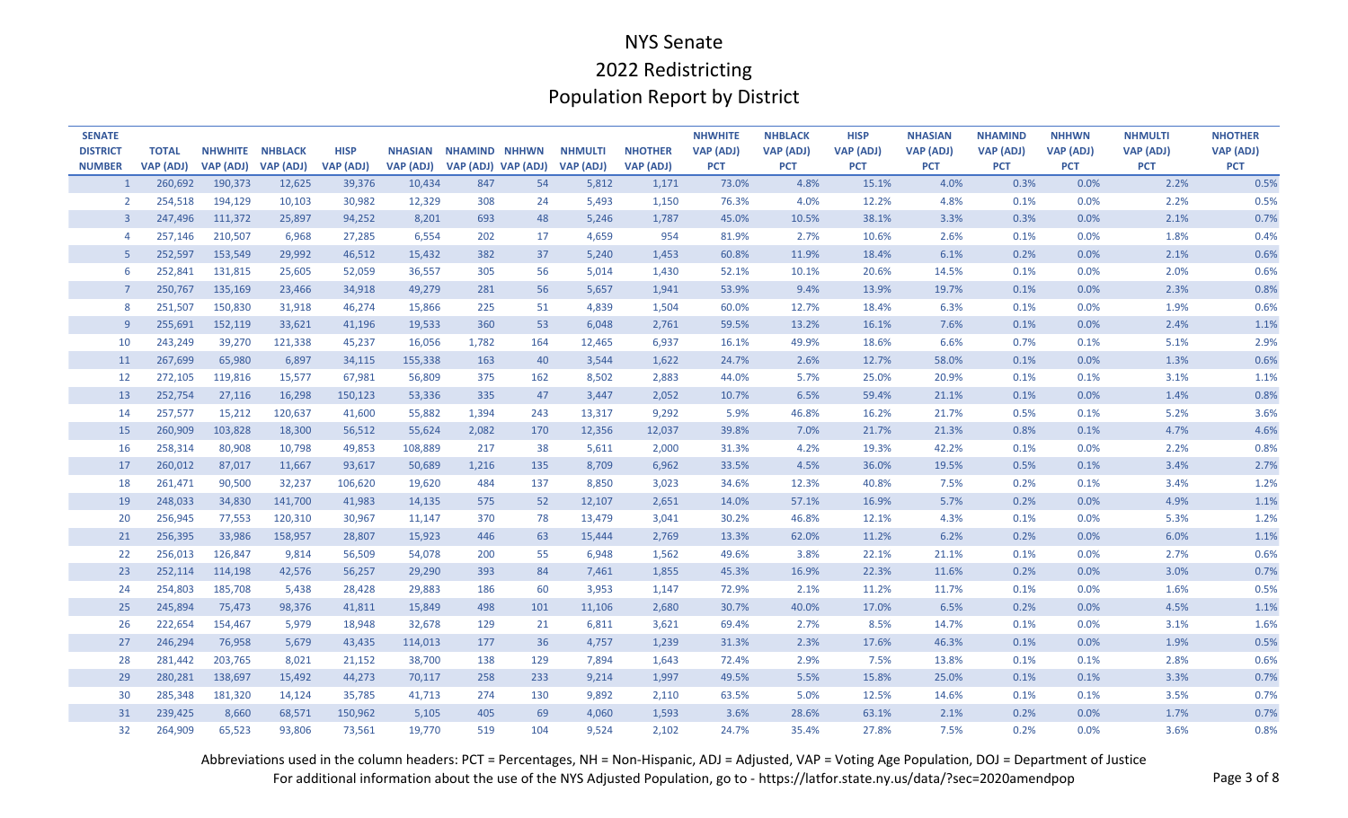# NYS Senate

## 2022 Redistricting

## Population Report by District

| SENATE DISTRICT NUMBER | TOTAL VAP (ADJ) | NHWHITE VAP (ADJ) | NHBLACK VAP (ADJ) | HISP VAP (ADJ) | NHASIAN VAP (ADJ) | NHAMIND VAP (ADJ) | NHHWN VAP (ADJ) | NHMULTI VAP (ADJ) | NHOTHER VAP (ADJ) | NHWHITE VAP (ADJ) PCT | NHBLACK VAP (ADJ) PCT | HISP VAP (ADJ) PCT | NHASIAN VAP (ADJ) PCT | NHAMIND VAP (ADJ) PCT | NHHWN VAP (ADJ) PCT | NHMULTI VAP (ADJ) PCT | NHOTHER VAP (ADJ) PCT |
|---|---|---|---|---|---|---|---|---|---|---|---|---|---|---|---|---|---|
| 1 | 260,692 | 190,373 | 12,625 | 39,376 | 10,434 | 847 | 54 | 5,812 | 1,171 | 73.0% | 4.8% | 15.1% | 4.0% | 0.3% | 0.0% | 2.2% | 0.5% |
| 2 | 254,518 | 194,129 | 10,103 | 30,982 | 12,329 | 308 | 24 | 5,493 | 1,150 | 76.3% | 4.0% | 12.2% | 4.8% | 0.1% | 0.0% | 2.2% | 0.5% |
| 3 | 247,496 | 111,372 | 25,897 | 94,252 | 8,201 | 693 | 48 | 5,246 | 1,787 | 45.0% | 10.5% | 38.1% | 3.3% | 0.3% | 0.0% | 2.1% | 0.7% |
| 4 | 257,146 | 210,507 | 6,968 | 27,285 | 6,554 | 202 | 17 | 4,659 | 954 | 81.9% | 2.7% | 10.6% | 2.6% | 0.1% | 0.0% | 1.8% | 0.4% |
| 5 | 252,597 | 153,549 | 29,992 | 46,512 | 15,432 | 382 | 37 | 5,240 | 1,453 | 60.8% | 11.9% | 18.4% | 6.1% | 0.2% | 0.0% | 2.1% | 0.6% |
| 6 | 252,841 | 131,815 | 25,605 | 52,059 | 36,557 | 305 | 56 | 5,014 | 1,430 | 52.1% | 10.1% | 20.6% | 14.5% | 0.1% | 0.0% | 2.0% | 0.6% |
| 7 | 250,767 | 135,169 | 23,466 | 34,918 | 49,279 | 281 | 56 | 5,657 | 1,941 | 53.9% | 9.4% | 13.9% | 19.7% | 0.1% | 0.0% | 2.3% | 0.8% |
| 8 | 251,507 | 150,830 | 31,918 | 46,274 | 15,866 | 225 | 51 | 4,839 | 1,504 | 60.0% | 12.7% | 18.4% | 6.3% | 0.1% | 0.0% | 1.9% | 0.6% |
| 9 | 255,691 | 152,119 | 33,621 | 41,196 | 19,533 | 360 | 53 | 6,048 | 2,761 | 59.5% | 13.2% | 16.1% | 7.6% | 0.1% | 0.0% | 2.4% | 1.1% |
| 10 | 243,249 | 39,270 | 121,338 | 45,237 | 16,056 | 1,782 | 164 | 12,465 | 6,937 | 16.1% | 49.9% | 18.6% | 6.6% | 0.7% | 0.1% | 5.1% | 2.9% |
| 11 | 267,699 | 65,980 | 6,897 | 34,115 | 155,338 | 163 | 40 | 3,544 | 1,622 | 24.7% | 2.6% | 12.7% | 58.0% | 0.1% | 0.0% | 1.3% | 0.6% |
| 12 | 272,105 | 119,816 | 15,577 | 67,981 | 56,809 | 375 | 162 | 8,502 | 2,883 | 44.0% | 5.7% | 25.0% | 20.9% | 0.1% | 0.1% | 3.1% | 1.1% |
| 13 | 252,754 | 27,116 | 16,298 | 150,123 | 53,336 | 335 | 47 | 3,447 | 2,052 | 10.7% | 6.5% | 59.4% | 21.1% | 0.1% | 0.0% | 1.4% | 0.8% |
| 14 | 257,577 | 15,212 | 120,637 | 41,600 | 55,882 | 1,394 | 243 | 13,317 | 9,292 | 5.9% | 46.8% | 16.2% | 21.7% | 0.5% | 0.1% | 5.2% | 3.6% |
| 15 | 260,909 | 103,828 | 18,300 | 56,512 | 55,624 | 2,082 | 170 | 12,356 | 12,037 | 39.8% | 7.0% | 21.7% | 21.3% | 0.8% | 0.1% | 4.7% | 4.6% |
| 16 | 258,314 | 80,908 | 10,798 | 49,853 | 108,889 | 217 | 38 | 5,611 | 2,000 | 31.3% | 4.2% | 19.3% | 42.2% | 0.1% | 0.0% | 2.2% | 0.8% |
| 17 | 260,012 | 87,017 | 11,667 | 93,617 | 50,689 | 1,216 | 135 | 8,709 | 6,962 | 33.5% | 4.5% | 36.0% | 19.5% | 0.5% | 0.1% | 3.4% | 2.7% |
| 18 | 261,471 | 90,500 | 32,237 | 106,620 | 19,620 | 484 | 137 | 8,850 | 3,023 | 34.6% | 12.3% | 40.8% | 7.5% | 0.2% | 0.1% | 3.4% | 1.2% |
| 19 | 248,033 | 34,830 | 141,700 | 41,983 | 14,135 | 575 | 52 | 12,107 | 2,651 | 14.0% | 57.1% | 16.9% | 5.7% | 0.2% | 0.0% | 4.9% | 1.1% |
| 20 | 256,945 | 77,553 | 120,310 | 30,967 | 11,147 | 370 | 78 | 13,479 | 3,041 | 30.2% | 46.8% | 12.1% | 4.3% | 0.1% | 0.0% | 5.3% | 1.2% |
| 21 | 256,395 | 33,986 | 158,957 | 28,807 | 15,923 | 446 | 63 | 15,444 | 2,769 | 13.3% | 62.0% | 11.2% | 6.2% | 0.2% | 0.0% | 6.0% | 1.1% |
| 22 | 256,013 | 126,847 | 9,814 | 56,509 | 54,078 | 200 | 55 | 6,948 | 1,562 | 49.6% | 3.8% | 22.1% | 21.1% | 0.1% | 0.0% | 2.7% | 0.6% |
| 23 | 252,114 | 114,198 | 42,576 | 56,257 | 29,290 | 393 | 84 | 7,461 | 1,855 | 45.3% | 16.9% | 22.3% | 11.6% | 0.2% | 0.0% | 3.0% | 0.7% |
| 24 | 254,803 | 185,708 | 5,438 | 28,428 | 29,883 | 186 | 60 | 3,953 | 1,147 | 72.9% | 2.1% | 11.2% | 11.7% | 0.1% | 0.0% | 1.6% | 0.5% |
| 25 | 245,894 | 75,473 | 98,376 | 41,811 | 15,849 | 498 | 101 | 11,106 | 2,680 | 30.7% | 40.0% | 17.0% | 6.5% | 0.2% | 0.0% | 4.5% | 1.1% |
| 26 | 222,654 | 154,467 | 5,979 | 18,948 | 32,678 | 129 | 21 | 6,811 | 3,621 | 69.4% | 2.7% | 8.5% | 14.7% | 0.1% | 0.0% | 3.1% | 1.6% |
| 27 | 246,294 | 76,958 | 5,679 | 43,435 | 114,013 | 177 | 36 | 4,757 | 1,239 | 31.3% | 2.3% | 17.6% | 46.3% | 0.1% | 0.0% | 1.9% | 0.5% |
| 28 | 281,442 | 203,765 | 8,021 | 21,152 | 38,700 | 138 | 129 | 7,894 | 1,643 | 72.4% | 2.9% | 7.5% | 13.8% | 0.1% | 0.1% | 2.8% | 0.6% |
| 29 | 280,281 | 138,697 | 15,492 | 44,273 | 70,117 | 258 | 233 | 9,214 | 1,997 | 49.5% | 5.5% | 15.8% | 25.0% | 0.1% | 0.1% | 3.3% | 0.7% |
| 30 | 285,348 | 181,320 | 14,124 | 35,785 | 41,713 | 274 | 130 | 9,892 | 2,110 | 63.5% | 5.0% | 12.5% | 14.6% | 0.1% | 0.1% | 3.5% | 0.7% |
| 31 | 239,425 | 8,660 | 68,571 | 150,962 | 5,105 | 405 | 69 | 4,060 | 1,593 | 3.6% | 28.6% | 63.1% | 2.1% | 0.2% | 0.0% | 1.7% | 0.7% |
| 32 | 264,909 | 65,523 | 93,806 | 73,561 | 19,770 | 519 | 104 | 9,524 | 2,102 | 24.7% | 35.4% | 27.8% | 7.5% | 0.2% | 0.0% | 3.6% | 0.8% |

Abbreviations used in the column headers: PCT = Percentages, NH = Non-Hispanic, ADJ = Adjusted, VAP = Voting Age Population, DOJ = Department of Justice

For additional information about the use of the NYS Adjusted Population, go to - https://latfor.state.ny.us/data/?sec=2020amendpop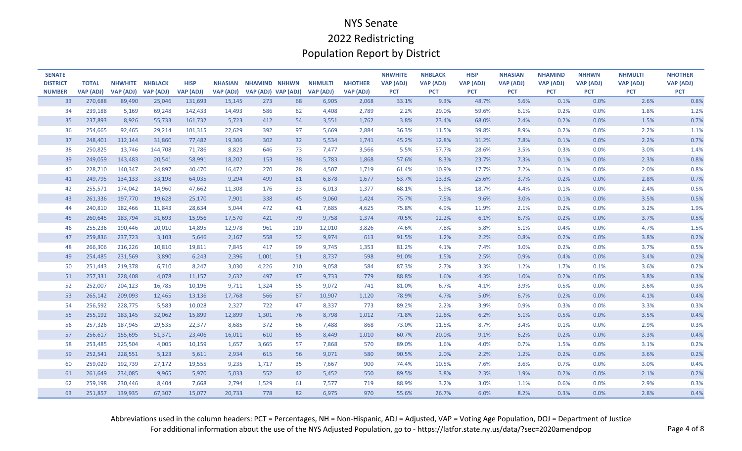# NYS Senate
# 2022 Redistricting
# Population Report by District

| SENATE DISTRICT NUMBER | TOTAL VAP (ADJ) | NHWHITE VAP (ADJ) | NHBLACK VAP (ADJ) | HISP VAP (ADJ) | NHASIAN VAP (ADJ) | NHAMIND VAP (ADJ) | NHHWN VAP (ADJ) | NHMULTI VAP (ADJ) | NHOTHER VAP (ADJ) | NHWHITE VAP (ADJ) PCT | NHBLACK VAP (ADJ) PCT | HISP VAP (ADJ) PCT | NHASIAN VAP (ADJ) PCT | NHAMIND VAP (ADJ) PCT | NHHWN VAP (ADJ) PCT | NHMULTI VAP (ADJ) PCT | NHOTHER VAP (ADJ) PCT |
|---|---|---|---|---|---|---|---|---|---|---|---|---|---|---|---|---|---|
| 33 | 270,688 | 89,490 | 25,046 | 131,693 | 15,145 | 273 | 68 | 6,905 | 2,068 | 33.1% | 9.3% | 48.7% | 5.6% | 0.1% | 0.0% | 2.6% | 0.8% |
| 34 | 239,188 | 5,169 | 69,248 | 142,433 | 14,493 | 586 | 62 | 4,408 | 2,789 | 2.2% | 29.0% | 59.6% | 6.1% | 0.2% | 0.0% | 1.8% | 1.2% |
| 35 | 237,893 | 8,926 | 55,733 | 161,732 | 5,723 | 412 | 54 | 3,551 | 1,762 | 3.8% | 23.4% | 68.0% | 2.4% | 0.2% | 0.0% | 1.5% | 0.7% |
| 36 | 254,665 | 92,465 | 29,214 | 101,315 | 22,629 | 392 | 97 | 5,669 | 2,884 | 36.3% | 11.5% | 39.8% | 8.9% | 0.2% | 0.0% | 2.2% | 1.1% |
| 37 | 248,401 | 112,144 | 31,860 | 77,482 | 19,306 | 302 | 32 | 5,534 | 1,741 | 45.2% | 12.8% | 31.2% | 7.8% | 0.1% | 0.0% | 2.2% | 0.7% |
| 38 | 250,825 | 13,746 | 144,708 | 71,786 | 8,823 | 646 | 73 | 7,477 | 3,566 | 5.5% | 57.7% | 28.6% | 3.5% | 0.3% | 0.0% | 3.0% | 1.4% |
| 39 | 249,059 | 143,483 | 20,541 | 58,991 | 18,202 | 153 | 38 | 5,783 | 1,868 | 57.6% | 8.3% | 23.7% | 7.3% | 0.1% | 0.0% | 2.3% | 0.8% |
| 40 | 228,710 | 140,347 | 24,897 | 40,470 | 16,472 | 270 | 28 | 4,507 | 1,719 | 61.4% | 10.9% | 17.7% | 7.2% | 0.1% | 0.0% | 2.0% | 0.8% |
| 41 | 249,795 | 134,133 | 33,198 | 64,035 | 9,294 | 499 | 81 | 6,878 | 1,677 | 53.7% | 13.3% | 25.6% | 3.7% | 0.2% | 0.0% | 2.8% | 0.7% |
| 42 | 255,571 | 174,042 | 14,960 | 47,662 | 11,308 | 176 | 33 | 6,013 | 1,377 | 68.1% | 5.9% | 18.7% | 4.4% | 0.1% | 0.0% | 2.4% | 0.5% |
| 43 | 261,336 | 197,770 | 19,628 | 25,170 | 7,901 | 338 | 45 | 9,060 | 1,424 | 75.7% | 7.5% | 9.6% | 3.0% | 0.1% | 0.0% | 3.5% | 0.5% |
| 44 | 240,810 | 182,466 | 11,843 | 28,634 | 5,044 | 472 | 41 | 7,685 | 4,625 | 75.8% | 4.9% | 11.9% | 2.1% | 0.2% | 0.0% | 3.2% | 1.9% |
| 45 | 260,645 | 183,794 | 31,693 | 15,956 | 17,570 | 421 | 79 | 9,758 | 1,374 | 70.5% | 12.2% | 6.1% | 6.7% | 0.2% | 0.0% | 3.7% | 0.5% |
| 46 | 255,236 | 190,446 | 20,010 | 14,895 | 12,978 | 961 | 110 | 12,010 | 3,826 | 74.6% | 7.8% | 5.8% | 5.1% | 0.4% | 0.0% | 4.7% | 1.5% |
| 47 | 259,836 | 237,723 | 3,103 | 5,646 | 2,167 | 558 | 52 | 9,974 | 613 | 91.5% | 1.2% | 2.2% | 0.8% | 0.2% | 0.0% | 3.8% | 0.2% |
| 48 | 266,306 | 216,226 | 10,810 | 19,811 | 7,845 | 417 | 99 | 9,745 | 1,353 | 81.2% | 4.1% | 7.4% | 3.0% | 0.2% | 0.0% | 3.7% | 0.5% |
| 49 | 254,485 | 231,569 | 3,890 | 6,243 | 2,396 | 1,001 | 51 | 8,737 | 598 | 91.0% | 1.5% | 2.5% | 0.9% | 0.4% | 0.0% | 3.4% | 0.2% |
| 50 | 251,443 | 219,378 | 6,710 | 8,247 | 3,030 | 4,226 | 210 | 9,058 | 584 | 87.3% | 2.7% | 3.3% | 1.2% | 1.7% | 0.1% | 3.6% | 0.2% |
| 51 | 257,331 | 228,408 | 4,078 | 11,157 | 2,632 | 497 | 47 | 9,733 | 779 | 88.8% | 1.6% | 4.3% | 1.0% | 0.2% | 0.0% | 3.8% | 0.3% |
| 52 | 252,007 | 204,123 | 16,785 | 10,196 | 9,711 | 1,324 | 55 | 9,072 | 741 | 81.0% | 6.7% | 4.1% | 3.9% | 0.5% | 0.0% | 3.6% | 0.3% |
| 53 | 265,142 | 209,093 | 12,465 | 13,136 | 17,768 | 566 | 87 | 10,907 | 1,120 | 78.9% | 4.7% | 5.0% | 6.7% | 0.2% | 0.0% | 4.1% | 0.4% |
| 54 | 256,592 | 228,775 | 5,583 | 10,028 | 2,327 | 722 | 47 | 8,337 | 773 | 89.2% | 2.2% | 3.9% | 0.9% | 0.3% | 0.0% | 3.3% | 0.3% |
| 55 | 255,192 | 183,145 | 32,062 | 15,899 | 12,899 | 1,301 | 76 | 8,798 | 1,012 | 71.8% | 12.6% | 6.2% | 5.1% | 0.5% | 0.0% | 3.5% | 0.4% |
| 56 | 257,326 | 187,945 | 29,535 | 22,377 | 8,685 | 372 | 56 | 7,488 | 868 | 73.0% | 11.5% | 8.7% | 3.4% | 0.1% | 0.0% | 2.9% | 0.3% |
| 57 | 256,617 | 155,695 | 51,371 | 23,406 | 16,011 | 610 | 65 | 8,449 | 1,010 | 60.7% | 20.0% | 9.1% | 6.2% | 0.2% | 0.0% | 3.3% | 0.4% |
| 58 | 253,485 | 225,504 | 4,005 | 10,159 | 1,657 | 3,665 | 57 | 7,868 | 570 | 89.0% | 1.6% | 4.0% | 0.7% | 1.5% | 0.0% | 3.1% | 0.2% |
| 59 | 252,541 | 228,551 | 5,123 | 5,611 | 2,934 | 615 | 56 | 9,071 | 580 | 90.5% | 2.0% | 2.2% | 1.2% | 0.2% | 0.0% | 3.6% | 0.2% |
| 60 | 259,020 | 192,739 | 27,172 | 19,555 | 9,235 | 1,717 | 35 | 7,667 | 900 | 74.4% | 10.5% | 7.6% | 3.6% | 0.7% | 0.0% | 3.0% | 0.4% |
| 61 | 261,649 | 234,085 | 9,965 | 5,970 | 5,033 | 552 | 42 | 5,452 | 550 | 89.5% | 3.8% | 2.3% | 1.9% | 0.2% | 0.0% | 2.1% | 0.2% |
| 62 | 259,198 | 230,446 | 8,404 | 7,668 | 2,794 | 1,529 | 61 | 7,577 | 719 | 88.9% | 3.2% | 3.0% | 1.1% | 0.6% | 0.0% | 2.9% | 0.3% |
| 63 | 251,857 | 139,935 | 67,307 | 15,077 | 20,733 | 778 | 82 | 6,975 | 970 | 55.6% | 26.7% | 6.0% | 8.2% | 0.3% | 0.0% | 2.8% | 0.4% |

Abbreviations used in the column headers: PCT = Percentages, NH = Non-Hispanic, ADJ = Adjusted, VAP = Voting Age Population, DOJ = Department of Justice
For additional information about the use of the NYS Adjusted Population, go to - https://latfor.state.ny.us/data/?sec=2020amendpop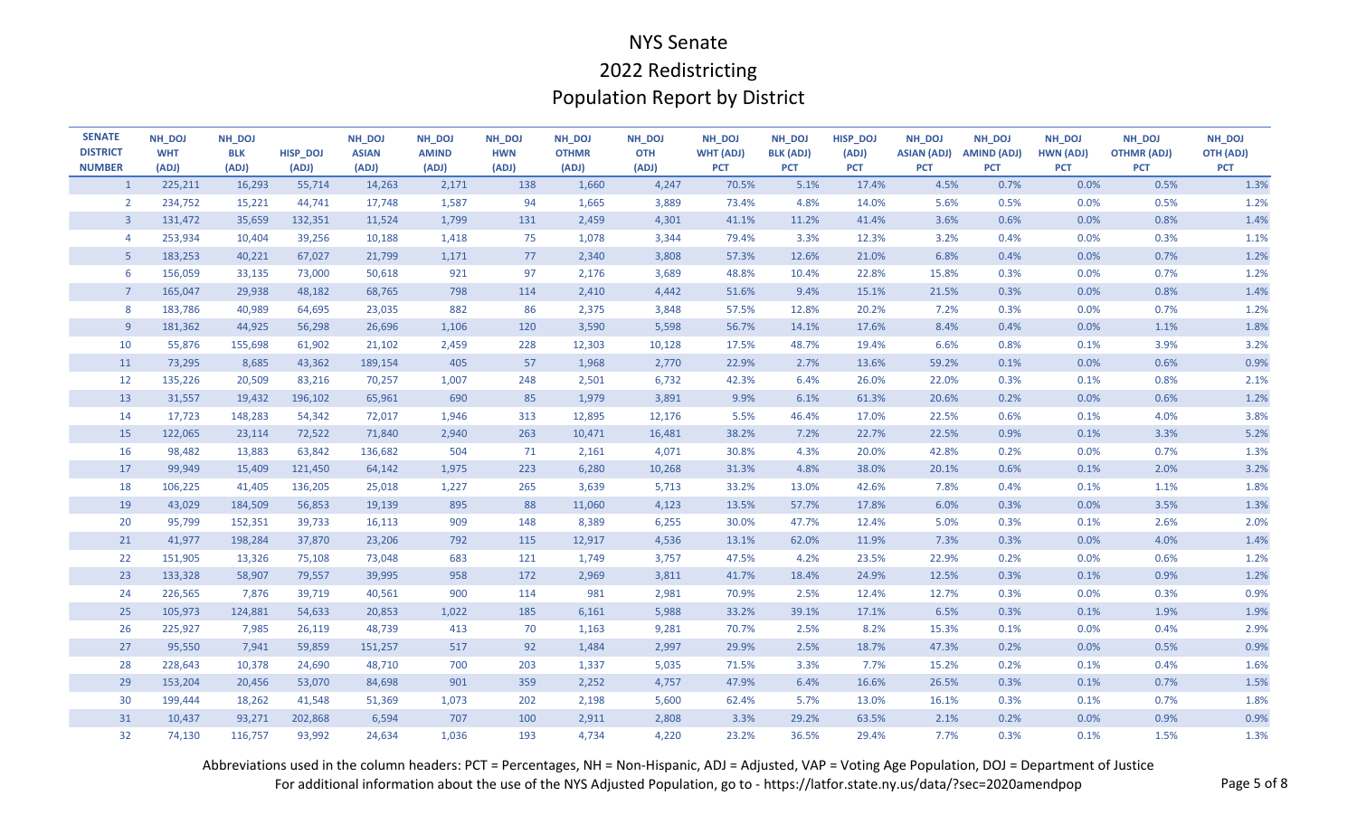# NYS Senate
## 2022 Redistricting
## Population Report by District

| SENATE DISTRICT NUMBER | NH_DOJ WHT (ADJ) | NH_DOJ BLK (ADJ) | HISP_DOJ (ADJ) | NH_DOJ ASIAN (ADJ) | NH_DOJ AMIND (ADJ) | NH_DOJ HWN (ADJ) | NH_DOJ OTHMR (ADJ) | NH_DOJ OTH (ADJ) | NH_DOJ WHT (ADJ) PCT | NH_DOJ BLK (ADJ) PCT | HISP_DOJ (ADJ) PCT | NH_DOJ ASIAN (ADJ) PCT | NH_DOJ AMIND (ADJ) PCT | NH_DOJ HWN (ADJ) PCT | NH_DOJ OTHMR (ADJ) PCT | NH_DOJ OTH (ADJ) PCT |
|---|---|---|---|---|---|---|---|---|---|---|---|---|---|---|---|---|
| 1 | 225,211 | 16,293 | 55,714 | 14,263 | 2,171 | 138 | 1,660 | 4,247 | 70.5% | 5.1% | 17.4% | 4.5% | 0.7% | 0.0% | 0.5% | 1.3% |
| 2 | 234,752 | 15,221 | 44,741 | 17,748 | 1,587 | 94 | 1,665 | 3,889 | 73.4% | 4.8% | 14.0% | 5.6% | 0.5% | 0.0% | 0.5% | 1.2% |
| 3 | 131,472 | 35,659 | 132,351 | 11,524 | 1,799 | 131 | 2,459 | 4,301 | 41.1% | 11.2% | 41.4% | 3.6% | 0.6% | 0.0% | 0.8% | 1.4% |
| 4 | 253,934 | 10,404 | 39,256 | 10,188 | 1,418 | 75 | 1,078 | 3,344 | 79.4% | 3.3% | 12.3% | 3.2% | 0.4% | 0.0% | 0.3% | 1.1% |
| 5 | 183,253 | 40,221 | 67,027 | 21,799 | 1,171 | 77 | 2,340 | 3,808 | 57.3% | 12.6% | 21.0% | 6.8% | 0.4% | 0.0% | 0.7% | 1.2% |
| 6 | 156,059 | 33,135 | 73,000 | 50,618 | 921 | 97 | 2,176 | 3,689 | 48.8% | 10.4% | 22.8% | 15.8% | 0.3% | 0.0% | 0.7% | 1.2% |
| 7 | 165,047 | 29,938 | 48,182 | 68,765 | 798 | 114 | 2,410 | 4,442 | 51.6% | 9.4% | 15.1% | 21.5% | 0.3% | 0.0% | 0.8% | 1.4% |
| 8 | 183,786 | 40,989 | 64,695 | 23,035 | 882 | 86 | 2,375 | 3,848 | 57.5% | 12.8% | 20.2% | 7.2% | 0.3% | 0.0% | 0.7% | 1.2% |
| 9 | 181,362 | 44,925 | 56,298 | 26,696 | 1,106 | 120 | 3,590 | 5,598 | 56.7% | 14.1% | 17.6% | 8.4% | 0.4% | 0.0% | 1.1% | 1.8% |
| 10 | 55,876 | 155,698 | 61,902 | 21,102 | 2,459 | 228 | 12,303 | 10,128 | 17.5% | 48.7% | 19.4% | 6.6% | 0.8% | 0.1% | 3.9% | 3.2% |
| 11 | 73,295 | 8,685 | 43,362 | 189,154 | 405 | 57 | 1,968 | 2,770 | 22.9% | 2.7% | 13.6% | 59.2% | 0.1% | 0.0% | 0.6% | 0.9% |
| 12 | 135,226 | 20,509 | 83,216 | 70,257 | 1,007 | 248 | 2,501 | 6,732 | 42.3% | 6.4% | 26.0% | 22.0% | 0.3% | 0.1% | 0.8% | 2.1% |
| 13 | 31,557 | 19,432 | 196,102 | 65,961 | 690 | 85 | 1,979 | 3,891 | 9.9% | 6.1% | 61.3% | 20.6% | 0.2% | 0.0% | 0.6% | 1.2% |
| 14 | 17,723 | 148,283 | 54,342 | 72,017 | 1,946 | 313 | 12,895 | 12,176 | 5.5% | 46.4% | 17.0% | 22.5% | 0.6% | 0.1% | 4.0% | 3.8% |
| 15 | 122,065 | 23,114 | 72,522 | 71,840 | 2,940 | 263 | 10,471 | 16,481 | 38.2% | 7.2% | 22.7% | 22.5% | 0.9% | 0.1% | 3.3% | 5.2% |
| 16 | 98,482 | 13,883 | 63,842 | 136,682 | 504 | 71 | 2,161 | 4,071 | 30.8% | 4.3% | 20.0% | 42.8% | 0.2% | 0.0% | 0.7% | 1.3% |
| 17 | 99,949 | 15,409 | 121,450 | 64,142 | 1,975 | 223 | 6,280 | 10,268 | 31.3% | 4.8% | 38.0% | 20.1% | 0.6% | 0.1% | 2.0% | 3.2% |
| 18 | 106,225 | 41,405 | 136,205 | 25,018 | 1,227 | 265 | 3,639 | 5,713 | 33.2% | 13.0% | 42.6% | 7.8% | 0.4% | 0.1% | 1.1% | 1.8% |
| 19 | 43,029 | 184,509 | 56,853 | 19,139 | 895 | 88 | 11,060 | 4,123 | 13.5% | 57.7% | 17.8% | 6.0% | 0.3% | 0.0% | 3.5% | 1.3% |
| 20 | 95,799 | 152,351 | 39,733 | 16,113 | 909 | 148 | 8,389 | 6,255 | 30.0% | 47.7% | 12.4% | 5.0% | 0.3% | 0.1% | 2.6% | 2.0% |
| 21 | 41,977 | 198,284 | 37,870 | 23,206 | 792 | 115 | 12,917 | 4,536 | 13.1% | 62.0% | 11.9% | 7.3% | 0.3% | 0.0% | 4.0% | 1.4% |
| 22 | 151,905 | 13,326 | 75,108 | 73,048 | 683 | 121 | 1,749 | 3,757 | 47.5% | 4.2% | 23.5% | 22.9% | 0.2% | 0.0% | 0.6% | 1.2% |
| 23 | 133,328 | 58,907 | 79,557 | 39,995 | 958 | 172 | 2,969 | 3,811 | 41.7% | 18.4% | 24.9% | 12.5% | 0.3% | 0.1% | 0.9% | 1.2% |
| 24 | 226,565 | 7,876 | 39,719 | 40,561 | 900 | 114 | 981 | 2,981 | 70.9% | 2.5% | 12.4% | 12.7% | 0.3% | 0.0% | 0.3% | 0.9% |
| 25 | 105,973 | 124,881 | 54,633 | 20,853 | 1,022 | 185 | 6,161 | 5,988 | 33.2% | 39.1% | 17.1% | 6.5% | 0.3% | 0.1% | 1.9% | 1.9% |
| 26 | 225,927 | 7,985 | 26,119 | 48,739 | 413 | 70 | 1,163 | 9,281 | 70.7% | 2.5% | 8.2% | 15.3% | 0.1% | 0.0% | 0.4% | 2.9% |
| 27 | 95,550 | 7,941 | 59,859 | 151,257 | 517 | 92 | 1,484 | 2,997 | 29.9% | 2.5% | 18.7% | 47.3% | 0.2% | 0.0% | 0.5% | 0.9% |
| 28 | 228,643 | 10,378 | 24,690 | 48,710 | 700 | 203 | 1,337 | 5,035 | 71.5% | 3.3% | 7.7% | 15.2% | 0.2% | 0.1% | 0.4% | 1.6% |
| 29 | 153,204 | 20,456 | 53,070 | 84,698 | 901 | 359 | 2,252 | 4,757 | 47.9% | 6.4% | 16.6% | 26.5% | 0.3% | 0.1% | 0.7% | 1.5% |
| 30 | 199,444 | 18,262 | 41,548 | 51,369 | 1,073 | 202 | 2,198 | 5,600 | 62.4% | 5.7% | 13.0% | 16.1% | 0.3% | 0.1% | 0.7% | 1.8% |
| 31 | 10,437 | 93,271 | 202,868 | 6,594 | 707 | 100 | 2,911 | 2,808 | 3.3% | 29.2% | 63.5% | 2.1% | 0.2% | 0.0% | 0.9% | 0.9% |
| 32 | 74,130 | 116,757 | 93,992 | 24,634 | 1,036 | 193 | 4,734 | 4,220 | 23.2% | 36.5% | 29.4% | 7.7% | 0.3% | 0.1% | 1.5% | 1.3% |

Abbreviations used in the column headers: PCT = Percentages, NH = Non-Hispanic, ADJ = Adjusted, VAP = Voting Age Population, DOJ = Department of Justice

For additional information about the use of the NYS Adjusted Population, go to - https://latfor.state.ny.us/data/?sec=2020amendpop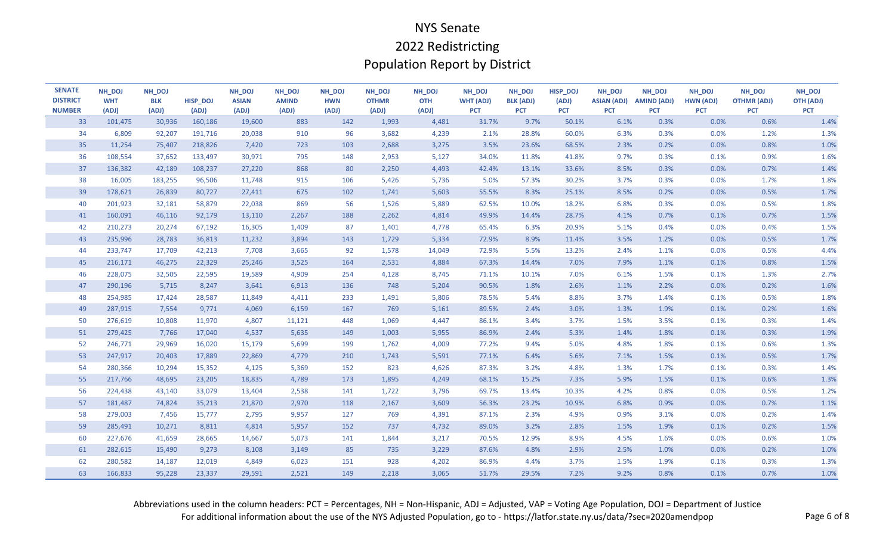# NYS Senate
## 2022 Redistricting
## Population Report by District

| SENATE DISTRICT NUMBER | NH_DOJ WHT (ADJ) | NH_DOJ BLK (ADJ) | HISP_DOJ (ADJ) | NH_DOJ ASIAN (ADJ) | NH_DOJ AMIND (ADJ) | NH_DOJ HWN (ADJ) | NH_DOJ OTHMR (ADJ) | NH_DOJ OTH (ADJ) | NH_DOJ WHT (ADJ) PCT | NH_DOJ BLK (ADJ) PCT | HISP_DOJ (ADJ) PCT | NH_DOJ ASIAN (ADJ) PCT | NH_DOJ AMIND (ADJ) PCT | NH_DOJ HWN (ADJ) PCT | NH_DOJ OTHMR (ADJ) PCT | NH_DOJ OTH (ADJ) PCT |
|---|---|---|---|---|---|---|---|---|---|---|---|---|---|---|---|---|
| 33 | 101,475 | 30,936 | 160,186 | 19,600 | 883 | 142 | 1,993 | 4,481 | 31.7% | 9.7% | 50.1% | 6.1% | 0.3% | 0.0% | 0.6% | 1.4% |
| 34 | 6,809 | 92,207 | 191,716 | 20,038 | 910 | 96 | 3,682 | 4,239 | 2.1% | 28.8% | 60.0% | 6.3% | 0.3% | 0.0% | 1.2% | 1.3% |
| 35 | 11,254 | 75,407 | 218,826 | 7,420 | 723 | 103 | 2,688 | 3,275 | 3.5% | 23.6% | 68.5% | 2.3% | 0.2% | 0.0% | 0.8% | 1.0% |
| 36 | 108,554 | 37,652 | 133,497 | 30,971 | 795 | 148 | 2,953 | 5,127 | 34.0% | 11.8% | 41.8% | 9.7% | 0.3% | 0.1% | 0.9% | 1.6% |
| 37 | 136,382 | 42,189 | 108,237 | 27,220 | 868 | 80 | 2,250 | 4,493 | 42.4% | 13.1% | 33.6% | 8.5% | 0.3% | 0.0% | 0.7% | 1.4% |
| 38 | 16,005 | 183,255 | 96,506 | 11,748 | 915 | 106 | 5,426 | 5,736 | 5.0% | 57.3% | 30.2% | 3.7% | 0.3% | 0.0% | 1.7% | 1.8% |
| 39 | 178,621 | 26,839 | 80,727 | 27,411 | 675 | 102 | 1,741 | 5,603 | 55.5% | 8.3% | 25.1% | 8.5% | 0.2% | 0.0% | 0.5% | 1.7% |
| 40 | 201,923 | 32,181 | 58,879 | 22,038 | 869 | 56 | 1,526 | 5,889 | 62.5% | 10.0% | 18.2% | 6.8% | 0.3% | 0.0% | 0.5% | 1.8% |
| 41 | 160,091 | 46,116 | 92,179 | 13,110 | 2,267 | 188 | 2,262 | 4,814 | 49.9% | 14.4% | 28.7% | 4.1% | 0.7% | 0.1% | 0.7% | 1.5% |
| 42 | 210,273 | 20,274 | 67,192 | 16,305 | 1,409 | 87 | 1,401 | 4,778 | 65.4% | 6.3% | 20.9% | 5.1% | 0.4% | 0.0% | 0.4% | 1.5% |
| 43 | 235,996 | 28,783 | 36,813 | 11,232 | 3,894 | 143 | 1,729 | 5,334 | 72.9% | 8.9% | 11.4% | 3.5% | 1.2% | 0.0% | 0.5% | 1.7% |
| 44 | 233,747 | 17,709 | 42,213 | 7,708 | 3,665 | 92 | 1,578 | 14,049 | 72.9% | 5.5% | 13.2% | 2.4% | 1.1% | 0.0% | 0.5% | 4.4% |
| 45 | 216,171 | 46,275 | 22,329 | 25,246 | 3,525 | 164 | 2,531 | 4,884 | 67.3% | 14.4% | 7.0% | 7.9% | 1.1% | 0.1% | 0.8% | 1.5% |
| 46 | 228,075 | 32,505 | 22,595 | 19,589 | 4,909 | 254 | 4,128 | 8,745 | 71.1% | 10.1% | 7.0% | 6.1% | 1.5% | 0.1% | 1.3% | 2.7% |
| 47 | 290,196 | 5,715 | 8,247 | 3,641 | 6,913 | 136 | 748 | 5,204 | 90.5% | 1.8% | 2.6% | 1.1% | 2.2% | 0.0% | 0.2% | 1.6% |
| 48 | 254,985 | 17,424 | 28,587 | 11,849 | 4,411 | 233 | 1,491 | 5,806 | 78.5% | 5.4% | 8.8% | 3.7% | 1.4% | 0.1% | 0.5% | 1.8% |
| 49 | 287,915 | 7,554 | 9,771 | 4,069 | 6,159 | 167 | 769 | 5,161 | 89.5% | 2.4% | 3.0% | 1.3% | 1.9% | 0.1% | 0.2% | 1.6% |
| 50 | 276,619 | 10,808 | 11,970 | 4,807 | 11,121 | 448 | 1,069 | 4,447 | 86.1% | 3.4% | 3.7% | 1.5% | 3.5% | 0.1% | 0.3% | 1.4% |
| 51 | 279,425 | 7,766 | 17,040 | 4,537 | 5,635 | 149 | 1,003 | 5,955 | 86.9% | 2.4% | 5.3% | 1.4% | 1.8% | 0.1% | 0.3% | 1.9% |
| 52 | 246,771 | 29,969 | 16,020 | 15,179 | 5,699 | 199 | 1,762 | 4,009 | 77.2% | 9.4% | 5.0% | 4.8% | 1.8% | 0.1% | 0.6% | 1.3% |
| 53 | 247,917 | 20,403 | 17,889 | 22,869 | 4,779 | 210 | 1,743 | 5,591 | 77.1% | 6.4% | 5.6% | 7.1% | 1.5% | 0.1% | 0.5% | 1.7% |
| 54 | 280,366 | 10,294 | 15,352 | 4,125 | 5,369 | 152 | 823 | 4,626 | 87.3% | 3.2% | 4.8% | 1.3% | 1.7% | 0.1% | 0.3% | 1.4% |
| 55 | 217,766 | 48,695 | 23,205 | 18,835 | 4,789 | 173 | 1,895 | 4,249 | 68.1% | 15.2% | 7.3% | 5.9% | 1.5% | 0.1% | 0.6% | 1.3% |
| 56 | 224,438 | 43,140 | 33,079 | 13,404 | 2,538 | 141 | 1,722 | 3,796 | 69.7% | 13.4% | 10.3% | 4.2% | 0.8% | 0.0% | 0.5% | 1.2% |
| 57 | 181,487 | 74,824 | 35,213 | 21,870 | 2,970 | 118 | 2,167 | 3,609 | 56.3% | 23.2% | 10.9% | 6.8% | 0.9% | 0.0% | 0.7% | 1.1% |
| 58 | 279,003 | 7,456 | 15,777 | 2,795 | 9,957 | 127 | 769 | 4,391 | 87.1% | 2.3% | 4.9% | 0.9% | 3.1% | 0.0% | 0.2% | 1.4% |
| 59 | 285,491 | 10,271 | 8,811 | 4,814 | 5,957 | 152 | 737 | 4,732 | 89.0% | 3.2% | 2.8% | 1.5% | 1.9% | 0.1% | 0.2% | 1.5% |
| 60 | 227,676 | 41,659 | 28,665 | 14,667 | 5,073 | 141 | 1,844 | 3,217 | 70.5% | 12.9% | 8.9% | 4.5% | 1.6% | 0.0% | 0.6% | 1.0% |
| 61 | 282,615 | 15,490 | 9,273 | 8,108 | 3,149 | 85 | 735 | 3,229 | 87.6% | 4.8% | 2.9% | 2.5% | 1.0% | 0.0% | 0.2% | 1.0% |
| 62 | 280,582 | 14,187 | 12,019 | 4,849 | 6,023 | 151 | 928 | 4,202 | 86.9% | 4.4% | 3.7% | 1.5% | 1.9% | 0.1% | 0.3% | 1.3% |
| 63 | 166,833 | 95,228 | 23,337 | 29,591 | 2,521 | 149 | 2,218 | 3,065 | 51.7% | 29.5% | 7.2% | 9.2% | 0.8% | 0.1% | 0.7% | 1.0% |

Abbreviations used in the column headers: PCT = Percentages, NH = Non-Hispanic, ADJ = Adjusted, VAP = Voting Age Population, DOJ = Department of Justice
For additional information about the use of the NYS Adjusted Population, go to - https://latfor.state.ny.us/data/?sec=2020amendpop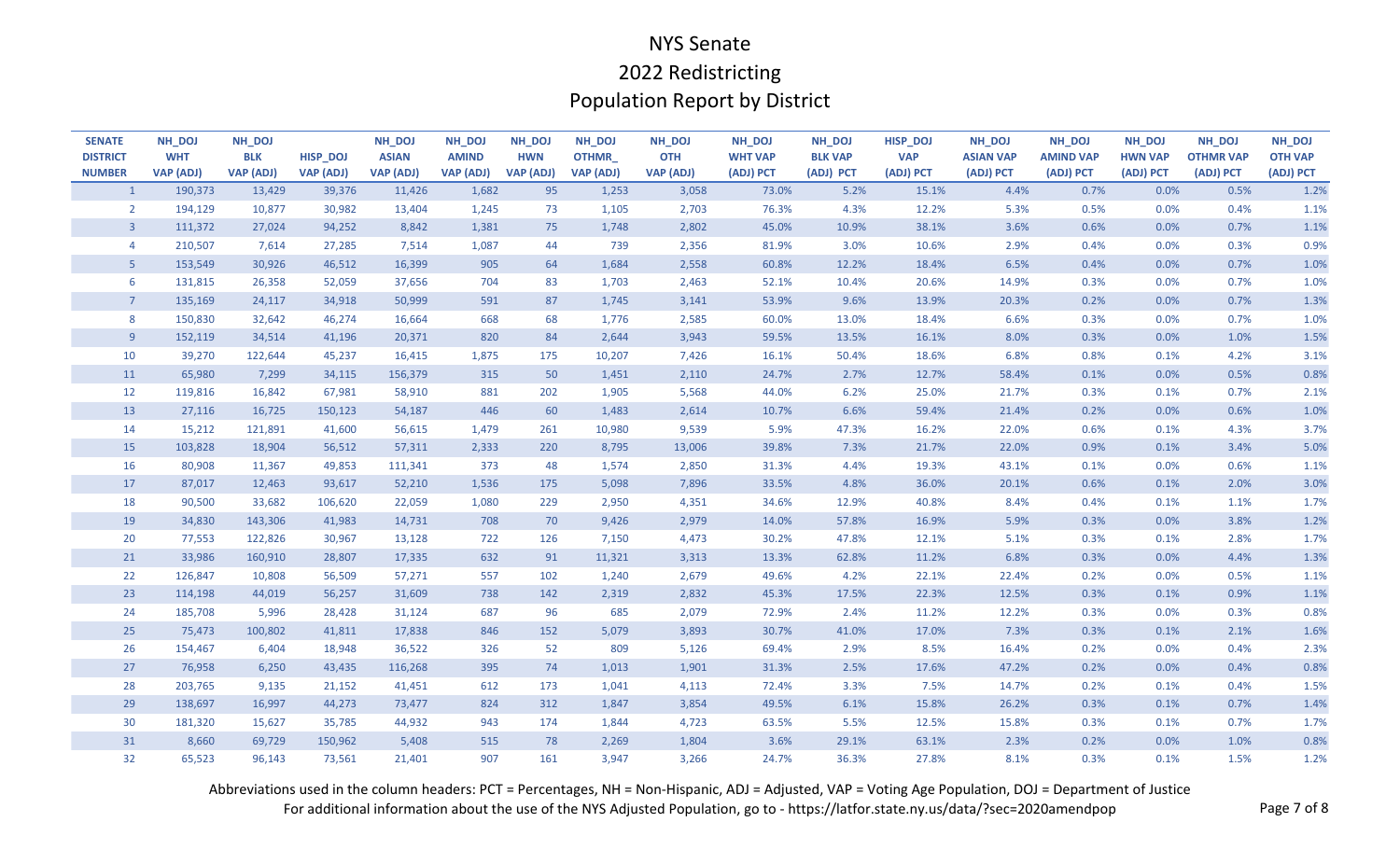# NYS Senate

## 2022 Redistricting

## Population Report by District

| SENATE DISTRICT NUMBER | NH_DOJ WHT VAP (ADJ) | NH_DOJ BLK VAP (ADJ) | HISP_DOJ VAP (ADJ) | NH_DOJ ASIAN VAP (ADJ) | NH_DOJ AMIND VAP (ADJ) | NH_DOJ HWN VAP (ADJ) | NH_DOJ OTHMR_ VAP (ADJ) | NH_DOJ OTH VAP (ADJ) | NH_DOJ WHT VAP (ADJ) PCT | NH_DOJ BLK VAP (ADJ) PCT | HISP_DOJ VAP (ADJ) PCT | NH_DOJ ASIAN VAP (ADJ) PCT | NH_DOJ AMIND VAP (ADJ) PCT | NH_DOJ HWN VAP (ADJ) PCT | NH_DOJ OTHMR VAP (ADJ) PCT | NH_DOJ OTH VAP (ADJ) PCT |
|---|---|---|---|---|---|---|---|---|---|---|---|---|---|---|---|---|
| 1 | 190,373 | 13,429 | 39,376 | 11,426 | 1,682 | 95 | 1,253 | 3,058 | 73.0% | 5.2% | 15.1% | 4.4% | 0.7% | 0.0% | 0.5% | 1.2% |
| 2 | 194,129 | 10,877 | 30,982 | 13,404 | 1,245 | 73 | 1,105 | 2,703 | 76.3% | 4.3% | 12.2% | 5.3% | 0.5% | 0.0% | 0.4% | 1.1% |
| 3 | 111,372 | 27,024 | 94,252 | 8,842 | 1,381 | 75 | 1,748 | 2,802 | 45.0% | 10.9% | 38.1% | 3.6% | 0.6% | 0.0% | 0.7% | 1.1% |
| 4 | 210,507 | 7,614 | 27,285 | 7,514 | 1,087 | 44 | 739 | 2,356 | 81.9% | 3.0% | 10.6% | 2.9% | 0.4% | 0.0% | 0.3% | 0.9% |
| 5 | 153,549 | 30,926 | 46,512 | 16,399 | 905 | 64 | 1,684 | 2,558 | 60.8% | 12.2% | 18.4% | 6.5% | 0.4% | 0.0% | 0.7% | 1.0% |
| 6 | 131,815 | 26,358 | 52,059 | 37,656 | 704 | 83 | 1,703 | 2,463 | 52.1% | 10.4% | 20.6% | 14.9% | 0.3% | 0.0% | 0.7% | 1.0% |
| 7 | 135,169 | 24,117 | 34,918 | 50,999 | 591 | 87 | 1,745 | 3,141 | 53.9% | 9.6% | 13.9% | 20.3% | 0.2% | 0.0% | 0.7% | 1.3% |
| 8 | 150,830 | 32,642 | 46,274 | 16,664 | 668 | 68 | 1,776 | 2,585 | 60.0% | 13.0% | 18.4% | 6.6% | 0.3% | 0.0% | 0.7% | 1.0% |
| 9 | 152,119 | 34,514 | 41,196 | 20,371 | 820 | 84 | 2,644 | 3,943 | 59.5% | 13.5% | 16.1% | 8.0% | 0.3% | 0.0% | 1.0% | 1.5% |
| 10 | 39,270 | 122,644 | 45,237 | 16,415 | 1,875 | 175 | 10,207 | 7,426 | 16.1% | 50.4% | 18.6% | 6.8% | 0.8% | 0.1% | 4.2% | 3.1% |
| 11 | 65,980 | 7,299 | 34,115 | 156,379 | 315 | 50 | 1,451 | 2,110 | 24.7% | 2.7% | 12.7% | 58.4% | 0.1% | 0.0% | 0.5% | 0.8% |
| 12 | 119,816 | 16,842 | 67,981 | 58,910 | 881 | 202 | 1,905 | 5,568 | 44.0% | 6.2% | 25.0% | 21.7% | 0.3% | 0.1% | 0.7% | 2.1% |
| 13 | 27,116 | 16,725 | 150,123 | 54,187 | 446 | 60 | 1,483 | 2,614 | 10.7% | 6.6% | 59.4% | 21.4% | 0.2% | 0.0% | 0.6% | 1.0% |
| 14 | 15,212 | 121,891 | 41,600 | 56,615 | 1,479 | 261 | 10,980 | 9,539 | 5.9% | 47.3% | 16.2% | 22.0% | 0.6% | 0.1% | 4.3% | 3.7% |
| 15 | 103,828 | 18,904 | 56,512 | 57,311 | 2,333 | 220 | 8,795 | 13,006 | 39.8% | 7.3% | 21.7% | 22.0% | 0.9% | 0.1% | 3.4% | 5.0% |
| 16 | 80,908 | 11,367 | 49,853 | 111,341 | 373 | 48 | 1,574 | 2,850 | 31.3% | 4.4% | 19.3% | 43.1% | 0.1% | 0.0% | 0.6% | 1.1% |
| 17 | 87,017 | 12,463 | 93,617 | 52,210 | 1,536 | 175 | 5,098 | 7,896 | 33.5% | 4.8% | 36.0% | 20.1% | 0.6% | 0.1% | 2.0% | 3.0% |
| 18 | 90,500 | 33,682 | 106,620 | 22,059 | 1,080 | 229 | 2,950 | 4,351 | 34.6% | 12.9% | 40.8% | 8.4% | 0.4% | 0.1% | 1.1% | 1.7% |
| 19 | 34,830 | 143,306 | 41,983 | 14,731 | 708 | 70 | 9,426 | 2,979 | 14.0% | 57.8% | 16.9% | 5.9% | 0.3% | 0.0% | 3.8% | 1.2% |
| 20 | 77,553 | 122,826 | 30,967 | 13,128 | 722 | 126 | 7,150 | 4,473 | 30.2% | 47.8% | 12.1% | 5.1% | 0.3% | 0.1% | 2.8% | 1.7% |
| 21 | 33,986 | 160,910 | 28,807 | 17,335 | 632 | 91 | 11,321 | 3,313 | 13.3% | 62.8% | 11.2% | 6.8% | 0.3% | 0.0% | 4.4% | 1.3% |
| 22 | 126,847 | 10,808 | 56,509 | 57,271 | 557 | 102 | 1,240 | 2,679 | 49.6% | 4.2% | 22.1% | 22.4% | 0.2% | 0.0% | 0.5% | 1.1% |
| 23 | 114,198 | 44,019 | 56,257 | 31,609 | 738 | 142 | 2,319 | 2,832 | 45.3% | 17.5% | 22.3% | 12.5% | 0.3% | 0.1% | 0.9% | 1.1% |
| 24 | 185,708 | 5,996 | 28,428 | 31,124 | 687 | 96 | 685 | 2,079 | 72.9% | 2.4% | 11.2% | 12.2% | 0.3% | 0.0% | 0.3% | 0.8% |
| 25 | 75,473 | 100,802 | 41,811 | 17,838 | 846 | 152 | 5,079 | 3,893 | 30.7% | 41.0% | 17.0% | 7.3% | 0.3% | 0.1% | 2.1% | 1.6% |
| 26 | 154,467 | 6,404 | 18,948 | 36,522 | 326 | 52 | 809 | 5,126 | 69.4% | 2.9% | 8.5% | 16.4% | 0.2% | 0.0% | 0.4% | 2.3% |
| 27 | 76,958 | 6,250 | 43,435 | 116,268 | 395 | 74 | 1,013 | 1,901 | 31.3% | 2.5% | 17.6% | 47.2% | 0.2% | 0.0% | 0.4% | 0.8% |
| 28 | 203,765 | 9,135 | 21,152 | 41,451 | 612 | 173 | 1,041 | 4,113 | 72.4% | 3.3% | 7.5% | 14.7% | 0.2% | 0.1% | 0.4% | 1.5% |
| 29 | 138,697 | 16,997 | 44,273 | 73,477 | 824 | 312 | 1,847 | 3,854 | 49.5% | 6.1% | 15.8% | 26.2% | 0.3% | 0.1% | 0.7% | 1.4% |
| 30 | 181,320 | 15,627 | 35,785 | 44,932 | 943 | 174 | 1,844 | 4,723 | 63.5% | 5.5% | 12.5% | 15.8% | 0.3% | 0.1% | 0.7% | 1.7% |
| 31 | 8,660 | 69,729 | 150,962 | 5,408 | 515 | 78 | 2,269 | 1,804 | 3.6% | 29.1% | 63.1% | 2.3% | 0.2% | 0.0% | 1.0% | 0.8% |
| 32 | 65,523 | 96,143 | 73,561 | 21,401 | 907 | 161 | 3,947 | 3,266 | 24.7% | 36.3% | 27.8% | 8.1% | 0.3% | 0.1% | 1.5% | 1.2% |

Abbreviations used in the column headers: PCT = Percentages, NH = Non-Hispanic, ADJ = Adjusted, VAP = Voting Age Population, DOJ = Department of Justice

For additional information about the use of the NYS Adjusted Population, go to - https://latfor.state.ny.us/data/?sec=2020amendpop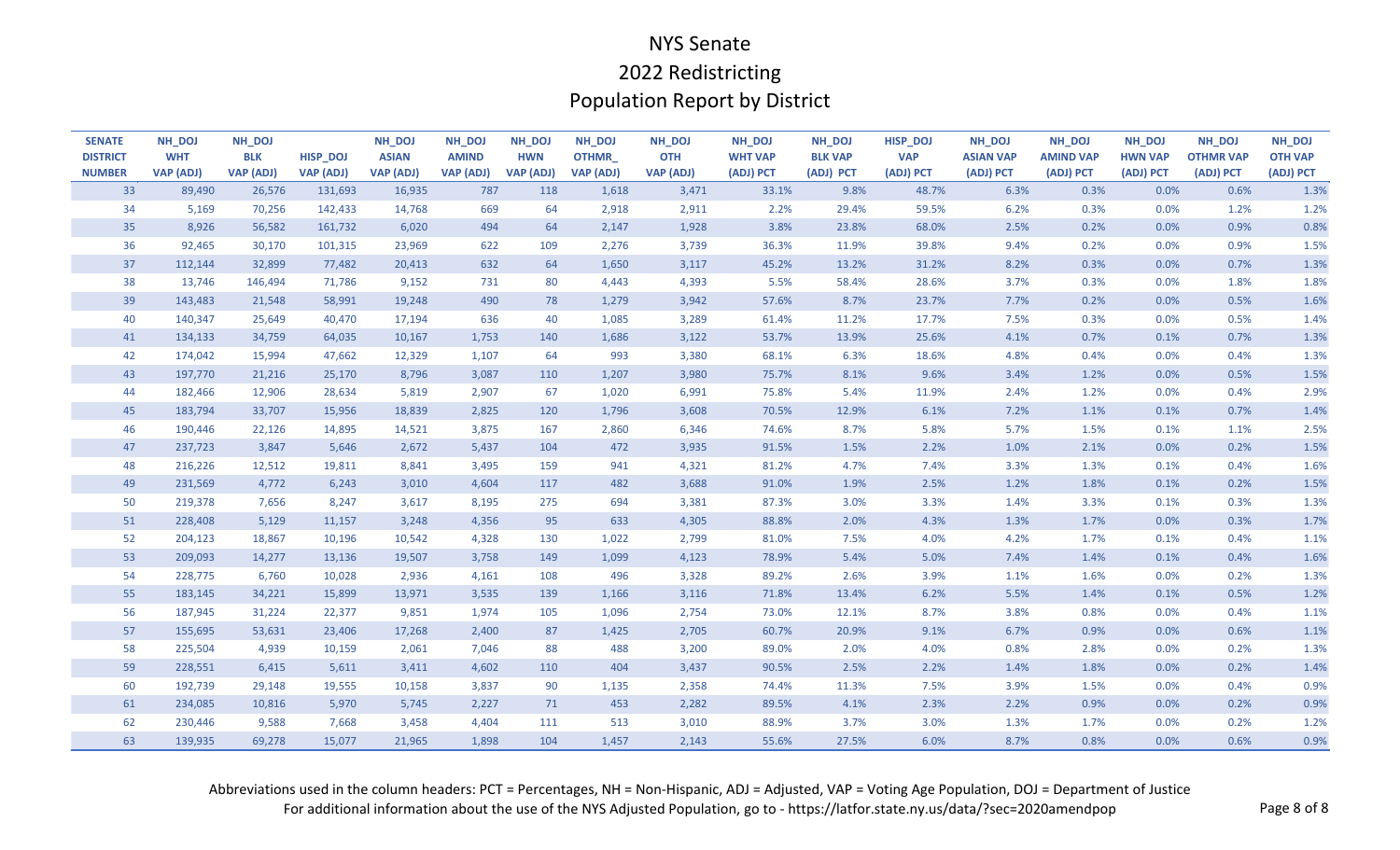# NYS Senate
## 2022 Redistricting
## Population Report by District

| SENATE DISTRICT NUMBER | NH_DOJ WHT VAP (ADJ) | NH_DOJ BLK VAP (ADJ) | HISP_DOJ VAP (ADJ) | NH_DOJ ASIAN VAP (ADJ) | NH_DOJ AMIND VAP (ADJ) | NH_DOJ HWN VAP (ADJ) | NH_DOJ OTHMR_ VAP (ADJ) | NH_DOJ OTH VAP (ADJ) | NH_DOJ WHT VAP (ADJ) PCT | NH_DOJ BLK VAP (ADJ) PCT | HISP_DOJ VAP (ADJ) PCT | NH_DOJ ASIAN VAP (ADJ) PCT | NH_DOJ AMIND VAP (ADJ) PCT | NH_DOJ HWN VAP (ADJ) PCT | NH_DOJ OTHMR VAP (ADJ) PCT | NH_DOJ OTH VAP (ADJ) PCT |
|---|---|---|---|---|---|---|---|---|---|---|---|---|---|---|---|---|
| 33 | 89,490 | 26,576 | 131,693 | 16,935 | 787 | 118 | 1,618 | 3,471 | 33.1% | 9.8% | 48.7% | 6.3% | 0.3% | 0.0% | 0.6% | 1.3% |
| 34 | 5,169 | 70,256 | 142,433 | 14,768 | 669 | 64 | 2,918 | 2,911 | 2.2% | 29.4% | 59.5% | 6.2% | 0.3% | 0.0% | 1.2% | 1.2% |
| 35 | 8,926 | 56,582 | 161,732 | 6,020 | 494 | 64 | 2,147 | 1,928 | 3.8% | 23.8% | 68.0% | 2.5% | 0.2% | 0.0% | 0.9% | 0.8% |
| 36 | 92,465 | 30,170 | 101,315 | 23,969 | 622 | 109 | 2,276 | 3,739 | 36.3% | 11.9% | 39.8% | 9.4% | 0.2% | 0.0% | 0.9% | 1.5% |
| 37 | 112,144 | 32,899 | 77,482 | 20,413 | 632 | 64 | 1,650 | 3,117 | 45.2% | 13.2% | 31.2% | 8.2% | 0.3% | 0.0% | 0.7% | 1.3% |
| 38 | 13,746 | 146,494 | 71,786 | 9,152 | 731 | 80 | 4,443 | 4,393 | 5.5% | 58.4% | 28.6% | 3.7% | 0.3% | 0.0% | 1.8% | 1.8% |
| 39 | 143,483 | 21,548 | 58,991 | 19,248 | 490 | 78 | 1,279 | 3,942 | 57.6% | 8.7% | 23.7% | 7.7% | 0.2% | 0.0% | 0.5% | 1.6% |
| 40 | 140,347 | 25,649 | 40,470 | 17,194 | 636 | 40 | 1,085 | 3,289 | 61.4% | 11.2% | 17.7% | 7.5% | 0.3% | 0.0% | 0.5% | 1.4% |
| 41 | 134,133 | 34,759 | 64,035 | 10,167 | 1,753 | 140 | 1,686 | 3,122 | 53.7% | 13.9% | 25.6% | 4.1% | 0.7% | 0.1% | 0.7% | 1.3% |
| 42 | 174,042 | 15,994 | 47,662 | 12,329 | 1,107 | 64 | 993 | 3,380 | 68.1% | 6.3% | 18.6% | 4.8% | 0.4% | 0.0% | 0.4% | 1.3% |
| 43 | 197,770 | 21,216 | 25,170 | 8,796 | 3,087 | 110 | 1,207 | 3,980 | 75.7% | 8.1% | 9.6% | 3.4% | 1.2% | 0.0% | 0.5% | 1.5% |
| 44 | 182,466 | 12,906 | 28,634 | 5,819 | 2,907 | 67 | 1,020 | 6,991 | 75.8% | 5.4% | 11.9% | 2.4% | 1.2% | 0.0% | 0.4% | 2.9% |
| 45 | 183,794 | 33,707 | 15,956 | 18,839 | 2,825 | 120 | 1,796 | 3,608 | 70.5% | 12.9% | 6.1% | 7.2% | 1.1% | 0.1% | 0.7% | 1.4% |
| 46 | 190,446 | 22,126 | 14,895 | 14,521 | 3,875 | 167 | 2,860 | 6,346 | 74.6% | 8.7% | 5.8% | 5.7% | 1.5% | 0.1% | 1.1% | 2.5% |
| 47 | 237,723 | 3,847 | 5,646 | 2,672 | 5,437 | 104 | 472 | 3,935 | 91.5% | 1.5% | 2.2% | 1.0% | 2.1% | 0.0% | 0.2% | 1.5% |
| 48 | 216,226 | 12,512 | 19,811 | 8,841 | 3,495 | 159 | 941 | 4,321 | 81.2% | 4.7% | 7.4% | 3.3% | 1.3% | 0.1% | 0.4% | 1.6% |
| 49 | 231,569 | 4,772 | 6,243 | 3,010 | 4,604 | 117 | 482 | 3,688 | 91.0% | 1.9% | 2.5% | 1.2% | 1.8% | 0.1% | 0.2% | 1.5% |
| 50 | 219,378 | 7,656 | 8,247 | 3,617 | 8,195 | 275 | 694 | 3,381 | 87.3% | 3.0% | 3.3% | 1.4% | 3.3% | 0.1% | 0.3% | 1.3% |
| 51 | 228,408 | 5,129 | 11,157 | 3,248 | 4,356 | 95 | 633 | 4,305 | 88.8% | 2.0% | 4.3% | 1.3% | 1.7% | 0.0% | 0.3% | 1.7% |
| 52 | 204,123 | 18,867 | 10,196 | 10,542 | 4,328 | 130 | 1,022 | 2,799 | 81.0% | 7.5% | 4.0% | 4.2% | 1.7% | 0.1% | 0.4% | 1.1% |
| 53 | 209,093 | 14,277 | 13,136 | 19,507 | 3,758 | 149 | 1,099 | 4,123 | 78.9% | 5.4% | 5.0% | 7.4% | 1.4% | 0.1% | 0.4% | 1.6% |
| 54 | 228,775 | 6,760 | 10,028 | 2,936 | 4,161 | 108 | 496 | 3,328 | 89.2% | 2.6% | 3.9% | 1.1% | 1.6% | 0.0% | 0.2% | 1.3% |
| 55 | 183,145 | 34,221 | 15,899 | 13,971 | 3,535 | 139 | 1,166 | 3,116 | 71.8% | 13.4% | 6.2% | 5.5% | 1.4% | 0.1% | 0.5% | 1.2% |
| 56 | 187,945 | 31,224 | 22,377 | 9,851 | 1,974 | 105 | 1,096 | 2,754 | 73.0% | 12.1% | 8.7% | 3.8% | 0.8% | 0.0% | 0.4% | 1.1% |
| 57 | 155,695 | 53,631 | 23,406 | 17,268 | 2,400 | 87 | 1,425 | 2,705 | 60.7% | 20.9% | 9.1% | 6.7% | 0.9% | 0.0% | 0.6% | 1.1% |
| 58 | 225,504 | 4,939 | 10,159 | 2,061 | 7,046 | 88 | 488 | 3,200 | 89.0% | 2.0% | 4.0% | 0.8% | 2.8% | 0.0% | 0.2% | 1.3% |
| 59 | 228,551 | 6,415 | 5,611 | 3,411 | 4,602 | 110 | 404 | 3,437 | 90.5% | 2.5% | 2.2% | 1.4% | 1.8% | 0.0% | 0.2% | 1.4% |
| 60 | 192,739 | 29,148 | 19,555 | 10,158 | 3,837 | 90 | 1,135 | 2,358 | 74.4% | 11.3% | 7.5% | 3.9% | 1.5% | 0.0% | 0.4% | 0.9% |
| 61 | 234,085 | 10,816 | 5,970 | 5,745 | 2,227 | 71 | 453 | 2,282 | 89.5% | 4.1% | 2.3% | 2.2% | 0.9% | 0.0% | 0.2% | 0.9% |
| 62 | 230,446 | 9,588 | 7,668 | 3,458 | 4,404 | 111 | 513 | 3,010 | 88.9% | 3.7% | 3.0% | 1.3% | 1.7% | 0.0% | 0.2% | 1.2% |
| 63 | 139,935 | 69,278 | 15,077 | 21,965 | 1,898 | 104 | 1,457 | 2,143 | 55.6% | 27.5% | 6.0% | 8.7% | 0.8% | 0.0% | 0.6% | 0.9% |

Abbreviations used in the column headers: PCT = Percentages, NH = Non-Hispanic, ADJ = Adjusted, VAP = Voting Age Population, DOJ = Department of Justice

For additional information about the use of the NYS Adjusted Population, go to - https://latfor.state.ny.us/data/?sec=2020amendpop